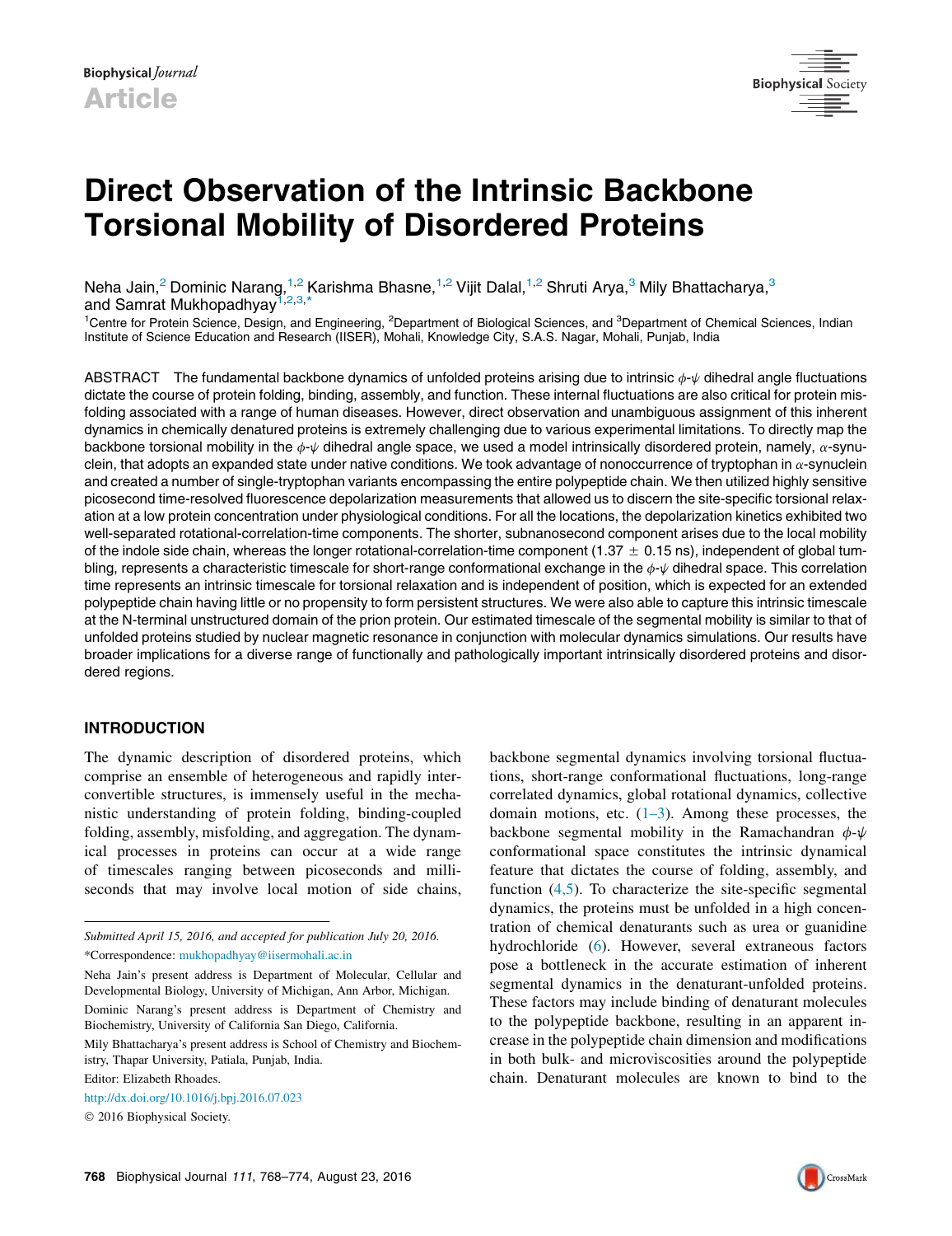Biophysical Journal

Article

# Direct Observation of the Intrinsic Backbone Torsional Mobility of Disordered Proteins

Neha Jain,[2] Dominic Narang,[1,2] Karishma Bhasne,[1,2] Vijit Dalal,[1,2] Shruti Arya,[3] Mily Bhattacharya,[3] and Samrat Mukhopadhyay[1,2,3,*]

[1]Centre for Protein Science, Design, and Engineering, [2]Department of Biological Sciences, and [3]Department of Chemical Sciences, Indian Institute of Science Education and Research (IISER), Mohali, Knowledge City, S.A.S. Nagar, Mohali, Punjab, India

ABSTRACT The fundamental backbone dynamics of unfolded proteins arising due to intrinsic $\phi$-$\psi$ dihedral angle fluctuations dictate the course of protein folding, binding, assembly, and function. These internal fluctuations are also critical for protein misfolding associated with a range of human diseases. However, direct observation and unambiguous assignment of this inherent dynamics in chemically denatured proteins is extremely challenging due to various experimental limitations. To directly map the backbone torsional mobility in the $\phi$-$\psi$ dihedral angle space, we used a model intrinsically disordered protein, namely, $\alpha$-synuclein, that adopts an expanded state under native conditions. We took advantage of nonoccurrence of tryptophan in $\alpha$-synuclein and created a number of single-tryptophan variants encompassing the entire polypeptide chain. We then utilized highly sensitive picosecond time-resolved fluorescence depolarization measurements that allowed us to discern the site-specific torsional relaxation at a low protein concentration under physiological conditions. For all the locations, the depolarization kinetics exhibited two well-separated rotational-correlation-time components. The shorter, subnanosecond component arises due to the local mobility of the indole side chain, whereas the longer rotational-correlation-time component (1.37 $\pm$ 0.15 ns), independent of global tumbling, represents a characteristic timescale for short-range conformational exchange in the $\phi$-$\psi$ dihedral space. This correlation time represents an intrinsic timescale for torsional relaxation and is independent of position, which is expected for an extended polypeptide chain having little or no propensity to form persistent structures. We were also able to capture this intrinsic timescale at the N-terminal unstructured domain of the prion protein. Our estimated timescale of the segmental mobility is similar to that of unfolded proteins studied by nuclear magnetic resonance in conjunction with molecular dynamics simulations. Our results have broader implications for a diverse range of functionally and pathologically important intrinsically disordered proteins and disordered regions.

## INTRODUCTION

The dynamic description of disordered proteins, which comprise an ensemble of heterogeneous and rapidly interconvertible structures, is immensely useful in the mechanistic understanding of protein folding, binding-coupled folding, assembly, misfolding, and aggregation. The dynamical processes in proteins can occur at a wide range of timescales ranging between picoseconds and milliseconds that may involve local motion of side chains, backbone segmental dynamics involving torsional fluctuations, short-range conformational fluctuations, long-range correlated dynamics, global rotational dynamics, collective domain motions, etc. (1–3). Among these processes, the backbone segmental mobility in the Ramachandran $\phi$-$\psi$ conformational space constitutes the intrinsic dynamical feature that dictates the course of folding, assembly, and function (4,5). To characterize the site-specific segmental dynamics, the proteins must be unfolded in a high concentration of chemical denaturants such as urea or guanidine hydrochloride (6). However, several extraneous factors pose a bottleneck in the accurate estimation of inherent segmental dynamics in the denaturant-unfolded proteins. These factors may include binding of denaturant molecules to the polypeptide backbone, resulting in an apparent increase in the polypeptide chain dimension and modifications in both bulk- and microviscosities around the polypeptide chain. Denaturant molecules are known to bind to the

---

*Submitted April 15, 2016, and accepted for publication July 20, 2016.*

*Correspondence: mukhopadhyay@iisermohali.ac.in

Neha Jain's present address is Department of Molecular, Cellular and Developmental Biology, University of Michigan, Ann Arbor, Michigan.

Dominic Narang's present address is Department of Chemistry and Biochemistry, University of California San Diego, California.

Mily Bhattacharya's present address is School of Chemistry and Biochemistry, Thapar University, Patiala, Punjab, India.

Editor: Elizabeth Rhoades.

http://dx.doi.org/10.1016/j.bpj.2016.07.023

© 2016 Biophysical Society.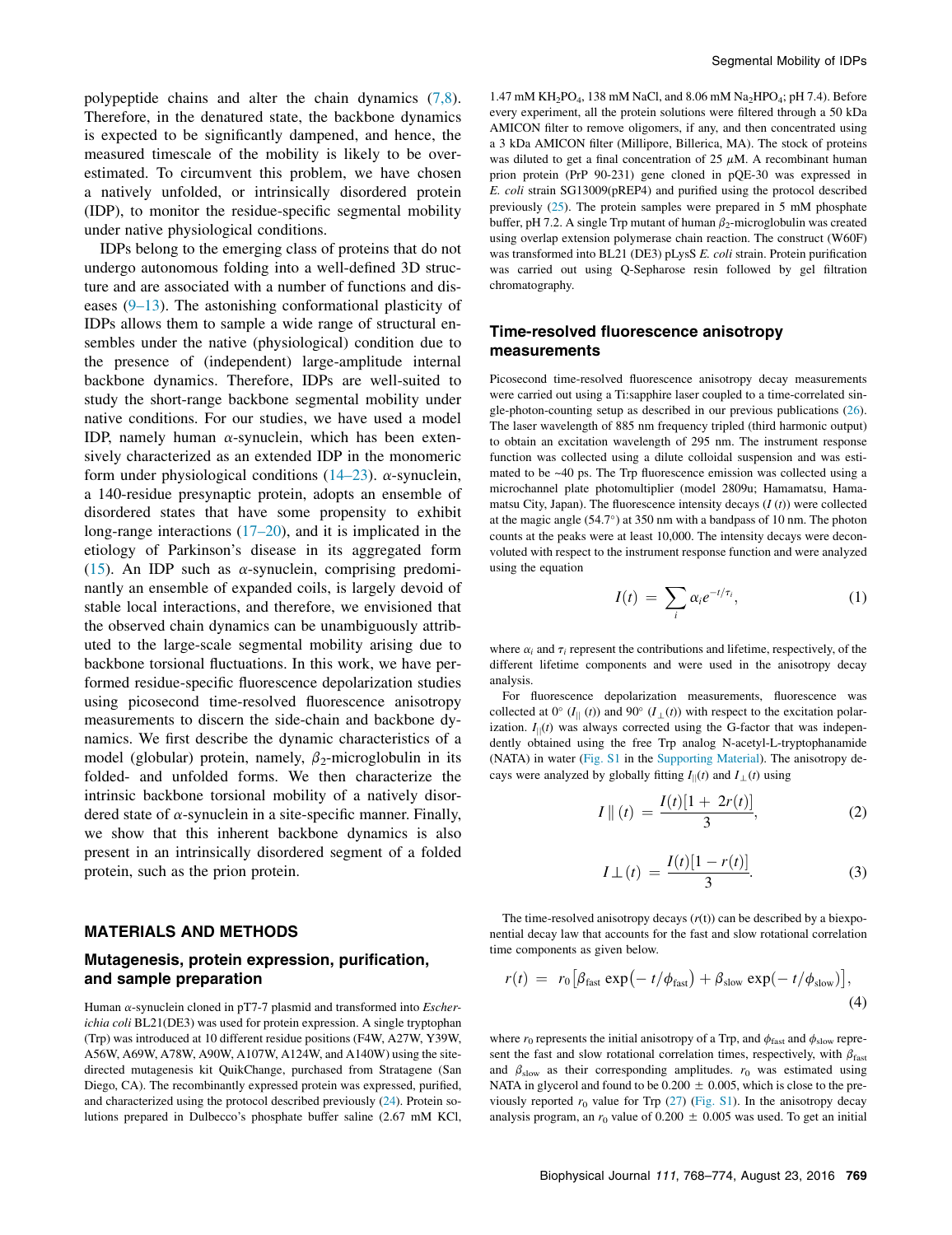polypeptide chains and alter the chain dynamics (7,8). Therefore, in the denatured state, the backbone dynamics is expected to be significantly dampened, and hence, the measured timescale of the mobility is likely to be overestimated. To circumvent this problem, we have chosen a natively unfolded, or intrinsically disordered protein (IDP), to monitor the residue-specific segmental mobility under native physiological conditions.

IDPs belong to the emerging class of proteins that do not undergo autonomous folding into a well-defined 3D structure and are associated with a number of functions and diseases (9–13). The astonishing conformational plasticity of IDPs allows them to sample a wide range of structural ensembles under the native (physiological) condition due to the presence of (independent) large-amplitude internal backbone dynamics. Therefore, IDPs are well-suited to study the short-range backbone segmental mobility under native conditions. For our studies, we have used a model IDP, namely human $\alpha$-synuclein, which has been extensively characterized as an extended IDP in the monomeric form under physiological conditions (14–23). $\alpha$-synuclein, a 140-residue presynaptic protein, adopts an ensemble of disordered states that have some propensity to exhibit long-range interactions (17–20), and it is implicated in the etiology of Parkinson's disease in its aggregated form (15). An IDP such as $\alpha$-synuclein, comprising predominantly an ensemble of expanded coils, is largely devoid of stable local interactions, and therefore, we envisioned that the observed chain dynamics can be unambiguously attributed to the large-scale segmental mobility arising due to backbone torsional fluctuations. In this work, we have performed residue-specific fluorescence depolarization studies using picosecond time-resolved fluorescence anisotropy measurements to discern the side-chain and backbone dynamics. We first describe the dynamic characteristics of a model (globular) protein, namely, $\beta_2$-microglobulin in its folded- and unfolded forms. We then characterize the intrinsic backbone torsional mobility of a natively disordered state of $\alpha$-synuclein in a site-specific manner. Finally, we show that this inherent backbone dynamics is also present in an intrinsically disordered segment of a folded protein, such as the prion protein.

## MATERIALS AND METHODS

### Mutagenesis, protein expression, purification, and sample preparation

Human $\alpha$-synuclein cloned in pT7-7 plasmid and transformed into *Escherichia coli* BL21(DE3) was used for protein expression. A single tryptophan (Trp) was introduced at 10 different residue positions (F4W, A27W, Y39W, A56W, A69W, A78W, A90W, A107W, A124W, and A140W) using the site-directed mutagenesis kit QuikChange, purchased from Stratagene (San Diego, CA). The recombinantly expressed protein was expressed, purified, and characterized using the protocol described previously (24). Protein solutions prepared in Dulbecco's phosphate buffer saline (2.67 mM KCl, 1.47 mM $KH_2PO_4$, 138 mM NaCl, and 8.06 mM $Na_2HPO_4$; pH 7.4). Before every experiment, all the protein solutions were filtered through a 50 kDa AMICON filter to remove oligomers, if any, and then concentrated using a 3 kDa AMICON filter (Millipore, Billerica, MA). The stock of proteins was diluted to get a final concentration of 25 $\mu$M. A recombinant human prion protein (PrP 90-231) gene cloned in pQE-30 was expressed in *E. coli* strain SG13009(pREP4) and purified using the protocol described previously (25). The protein samples were prepared in 5 mM phosphate buffer, pH 7.2. A single Trp mutant of human $\beta_2$-microglobulin was created using overlap extension polymerase chain reaction. The construct (W60F) was transformed into BL21 (DE3) pLysS *E. coli* strain. Protein purification was carried out using Q-Sepharose resin followed by gel filtration chromatography.

### Time-resolved fluorescence anisotropy measurements

Picosecond time-resolved fluorescence anisotropy decay measurements were carried out using a Ti:sapphire laser coupled to a time-correlated single-photon-counting setup as described in our previous publications (26). The laser wavelength of 885 nm frequency tripled (third harmonic output) to obtain an excitation wavelength of 295 nm. The instrument response function was collected using a dilute colloidal suspension and was estimated to be ~40 ps. The Trp fluorescence emission was collected using a microchannel plate photomultiplier (model 2809u; Hamamatsu, Hamamatsu City, Japan). The fluorescence intensity decays ($I(t)$) were collected at the magic angle (54.7°) at 350 nm with a bandpass of 10 nm. The photon counts at the peaks were at least 10,000. The intensity decays were deconvoluted with respect to the instrument response function and were analyzed using the equation

$$I(t) = \sum_i \alpha_i e^{-t/\tau_i}, \tag{1}$$

where $\alpha_i$ and $\tau_i$ represent the contributions and lifetime, respectively, of the different lifetime components and were used in the anisotropy decay analysis.

For fluorescence depolarization measurements, fluorescence was collected at 0° ($I_{||}(t)$) and 90° ($I_{\perp}(t)$) with respect to the excitation polarization. $I_{||}(t)$ was always corrected using the G-factor that was independently obtained using the free Trp analog N-acetyl-L-tryptophanamide (NATA) in water (Fig. S1 in the Supporting Material). The anisotropy decays were analyzed by globally fitting $I_{||}(t)$ and $I_{\perp}(t)$ using

$$I\parallel(t) = \frac{I(t)[1 + 2r(t)]}{3}, \tag{2}$$

$$I\perp(t) = \frac{I(t)[1 - r(t)]}{3}. \tag{3}$$

The time-resolved anisotropy decays ($r(t)$) can be described by a biexponential decay law that accounts for the fast and slow rotational correlation time components as given below.

$$r(t) = r_0\left[\beta_{\text{fast}} \exp(-t/\phi_{\text{fast}}) + \beta_{\text{slow}} \exp(-t/\phi_{\text{slow}})\right], \tag{4}$$

where $r_0$ represents the initial anisotropy of a Trp, and $\phi_{\text{fast}}$ and $\phi_{\text{slow}}$ represent the fast and slow rotational correlation times, respectively, with $\beta_{\text{fast}}$ and $\beta_{\text{slow}}$ as their corresponding amplitudes. $r_0$ was estimated using NATA in glycerol and found to be 0.200 ± 0.005, which is close to the previously reported $r_0$ value for Trp (27) (Fig. S1). In the anisotropy decay analysis program, an $r_0$ value of 0.200 ± 0.005 was used. To get an initial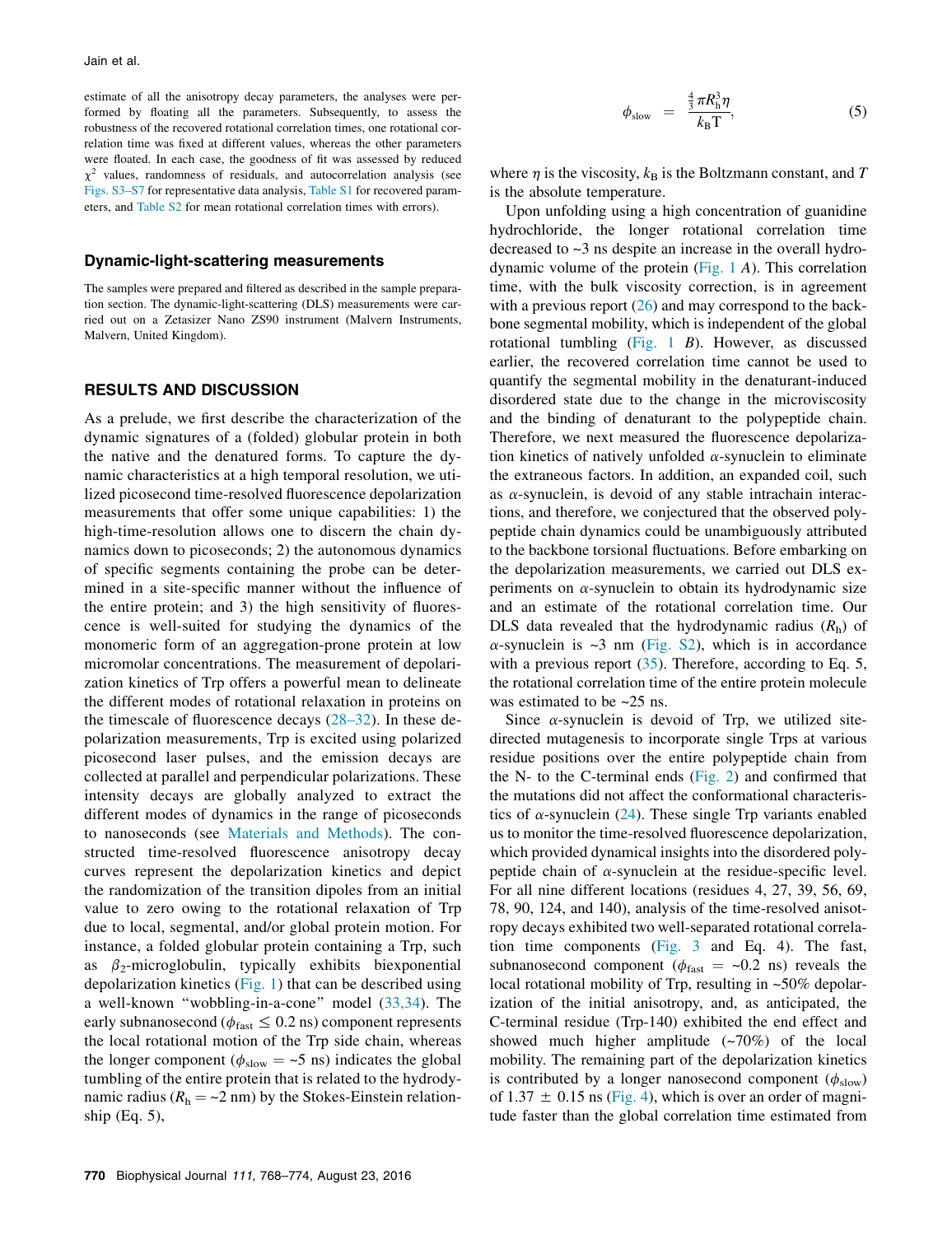estimate of all the anisotropy decay parameters, the analyses were performed by floating all the parameters. Subsequently, to assess the robustness of the recovered rotational correlation times, one rotational correlation time was fixed at different values, whereas the other parameters were floated. In each case, the goodness of fit was assessed by reduced $\chi^2$ values, randomness of residuals, and autocorrelation analysis (see Figs. S3–S7 for representative data analysis, Table S1 for recovered parameters, and Table S2 for mean rotational correlation times with errors).

### Dynamic-light-scattering measurements

The samples were prepared and filtered as described in the sample preparation section. The dynamic-light-scattering (DLS) measurements were carried out on a Zetasizer Nano ZS90 instrument (Malvern Instruments, Malvern, United Kingdom).

## RESULTS AND DISCUSSION

As a prelude, we first describe the characterization of the dynamic signatures of a (folded) globular protein in both the native and the denatured forms. To capture the dynamic characteristics at a high temporal resolution, we utilized picosecond time-resolved fluorescence depolarization measurements that offer some unique capabilities: 1) the high-time-resolution allows one to discern the chain dynamics down to picoseconds; 2) the autonomous dynamics of specific segments containing the probe can be determined in a site-specific manner without the influence of the entire protein; and 3) the high sensitivity of fluorescence is well-suited for studying the dynamics of the monomeric form of an aggregation-prone protein at low micromolar concentrations. The measurement of depolarization kinetics of Trp offers a powerful mean to delineate the different modes of rotational relaxation in proteins on the timescale of fluorescence decays (28–32). In these depolarization measurements, Trp is excited using polarized picosecond laser pulses, and the emission decays are collected at parallel and perpendicular polarizations. These intensity decays are globally analyzed to extract the different modes of dynamics in the range of picoseconds to nanoseconds (see Materials and Methods). The constructed time-resolved fluorescence anisotropy decay curves represent the depolarization kinetics and depict the randomization of the transition dipoles from an initial value to zero owing to the rotational relaxation of Trp due to local, segmental, and/or global protein motion. For instance, a folded globular protein containing a Trp, such as $\beta_2$-microglobulin, typically exhibits biexponential depolarization kinetics (Fig. 1) that can be described using a well-known "wobbling-in-a-cone" model (33,34). The early subnanosecond ($\phi_{fast} \leq 0.2$ ns) component represents the local rotational motion of the Trp side chain, whereas the longer component ($\phi_{slow} = \sim 5$ ns) indicates the global tumbling of the entire protein that is related to the hydrodynamic radius ($R_h = \sim 2$ nm) by the Stokes-Einstein relationship (Eq. 5),

$$\phi_{slow} = \frac{\frac{4}{3}\pi R_h^3 \eta}{k_B T}, \tag{5}$$

where $\eta$ is the viscosity, $k_B$ is the Boltzmann constant, and $T$ is the absolute temperature.

Upon unfolding using a high concentration of guanidine hydrochloride, the longer rotational correlation time decreased to ~3 ns despite an increase in the overall hydrodynamic volume of the protein (Fig. 1 A). This correlation time, with the bulk viscosity correction, is in agreement with a previous report (26) and may correspond to the backbone segmental mobility, which is independent of the global rotational tumbling (Fig. 1 B). However, as discussed earlier, the recovered correlation time cannot be used to quantify the segmental mobility in the denaturant-induced disordered state due to the change in the microviscosity and the binding of denaturant to the polypeptide chain. Therefore, we next measured the fluorescence depolarization kinetics of natively unfolded α-synuclein to eliminate the extraneous factors. In addition, an expanded coil, such as α-synuclein, is devoid of any stable intrachain interactions, and therefore, we conjectured that the observed polypeptide chain dynamics could be unambiguously attributed to the backbone torsional fluctuations. Before embarking on the depolarization measurements, we carried out DLS experiments on α-synuclein to obtain its hydrodynamic size and an estimate of the rotational correlation time. Our DLS data revealed that the hydrodynamic radius ($R_h$) of α-synuclein is ~3 nm (Fig. S2), which is in accordance with a previous report (35). Therefore, according to Eq. 5, the rotational correlation time of the entire protein molecule was estimated to be ~25 ns.

Since α-synuclein is devoid of Trp, we utilized site-directed mutagenesis to incorporate single Trps at various residue positions over the entire polypeptide chain from the N- to the C-terminal ends (Fig. 2) and confirmed that the mutations did not affect the conformational characteristics of α-synuclein (24). These single Trp variants enabled us to monitor the time-resolved fluorescence depolarization, which provided dynamical insights into the disordered polypeptide chain of α-synuclein at the residue-specific level. For all nine different locations (residues 4, 27, 39, 56, 69, 78, 90, 124, and 140), analysis of the time-resolved anisotropy decays exhibited two well-separated rotational correlation time components (Fig. 3 and Eq. 4). The fast, subnanosecond component ($\phi_{fast} = \sim 0.2$ ns) reveals the local rotational mobility of Trp, resulting in ~50% depolarization of the initial anisotropy, and, as anticipated, the C-terminal residue (Trp-140) exhibited the end effect and showed much higher amplitude (~70%) of the local mobility. The remaining part of the depolarization kinetics is contributed by a longer nanosecond component ($\phi_{slow}$) of 1.37 ± 0.15 ns (Fig. 4), which is over an order of magnitude faster than the global correlation time estimated from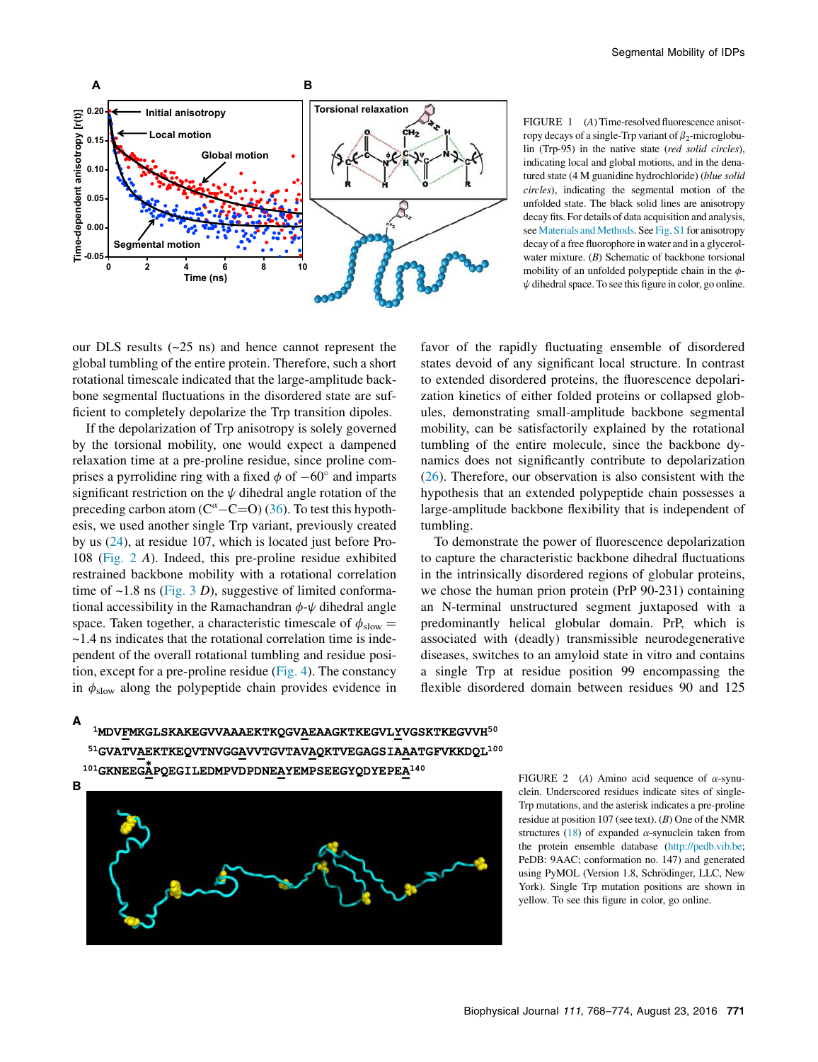FIGURE 1 (*A*) Time-resolved fluorescence anisotropy decays of a single-Trp variant of $\beta_2$-microglobulin (Trp-95) in the native state (*red solid circles*), indicating local and global motions, and in the denatured state (4 M guanidine hydrochloride) (*blue solid circles*), indicating the segmental motion of the unfolded state. The black solid lines are anisotropy decay fits. For details of data acquisition and analysis, see Materials and Methods. See Fig. S1 for anisotropy decay of a free fluorophore in water and in a glycerol-water mixture. (*B*) Schematic of backbone torsional mobility of an unfolded polypeptide chain in the $\phi$-$\psi$ dihedral space. To see this figure in color, go online.

our DLS results (~25 ns) and hence cannot represent the global tumbling of the entire protein. Therefore, such a short rotational timescale indicated that the large-amplitude backbone segmental fluctuations in the disordered state are sufficient to completely depolarize the Trp transition dipoles.

If the depolarization of Trp anisotropy is solely governed by the torsional mobility, one would expect a dampened relaxation time at a pre-proline residue, since proline comprises a pyrrolidine ring with a fixed $\phi$ of $-60°$ and imparts significant restriction on the $\psi$ dihedral angle rotation of the preceding carbon atom ($C^{\alpha}-C{=}O$) (36). To test this hypothesis, we used another single Trp variant, previously created by us (24), at residue 107, which is located just before Pro-108 (Fig. 2 *A*). Indeed, this pre-proline residue exhibited restrained backbone mobility with a rotational correlation time of ~1.8 ns (Fig. 3 *D*), suggestive of limited conformational accessibility in the Ramachandran $\phi$-$\psi$ dihedral angle space. Taken together, a characteristic timescale of $\phi_{slow}$ = ~1.4 ns indicates that the rotational correlation time is independent of the overall rotational tumbling and residue position, except for a pre-proline residue (Fig. 4). The constancy in $\phi_{slow}$ along the polypeptide chain provides evidence in favor of the rapidly fluctuating ensemble of disordered states devoid of any significant local structure. In contrast to extended disordered proteins, the fluorescence depolarization kinetics of either folded proteins or collapsed globules, demonstrating small-amplitude backbone segmental mobility, can be satisfactorily explained by the rotational tumbling of the entire molecule, since the backbone dynamics does not significantly contribute to depolarization (26). Therefore, our observation is also consistent with the hypothesis that an extended polypeptide chain possesses a large-amplitude backbone flexibility that is independent of tumbling.

To demonstrate the power of fluorescence depolarization to capture the characteristic backbone dihedral fluctuations in the intrinsically disordered regions of globular proteins, we chose the human prion protein (PrP 90-231) containing an N-terminal unstructured segment juxtaposed with a predominantly helical globular domain. PrP, which is associated with (deadly) transmissible neurodegenerative diseases, switches to an amyloid state in vitro and contains a single Trp at residue position 99 encompassing the flexible disordered domain between residues 90 and 125

```
1MDVFMKGLSKAKEGVVAAAEKTKQGVAEAAGKTKEGVLYVGSKTKEGVVH50
51GVATVAEKTKEQVTNVGGAVVTGVTAVAQKTVEGAGSIAAATGFVKKDQL100
101GKNEEGAPQEGILEDMPVDPDNEAYEMPSEEGYQDYEPEA140
```

FIGURE 2 (*A*) Amino acid sequence of $\alpha$-synuclein. Underscored residues indicate sites of single-Trp mutations, and the asterisk indicates a pre-proline residue at position 107 (see text). (*B*) One of the NMR structures (18) of expanded $\alpha$-synuclein taken from the protein ensemble database (http://pedb.vib.be; PeDB: 9AAC; conformation no. 147) and generated using PyMOL (Version 1.8, Schrödinger, LLC, New York). Single Trp mutation positions are shown in yellow. To see this figure in color, go online.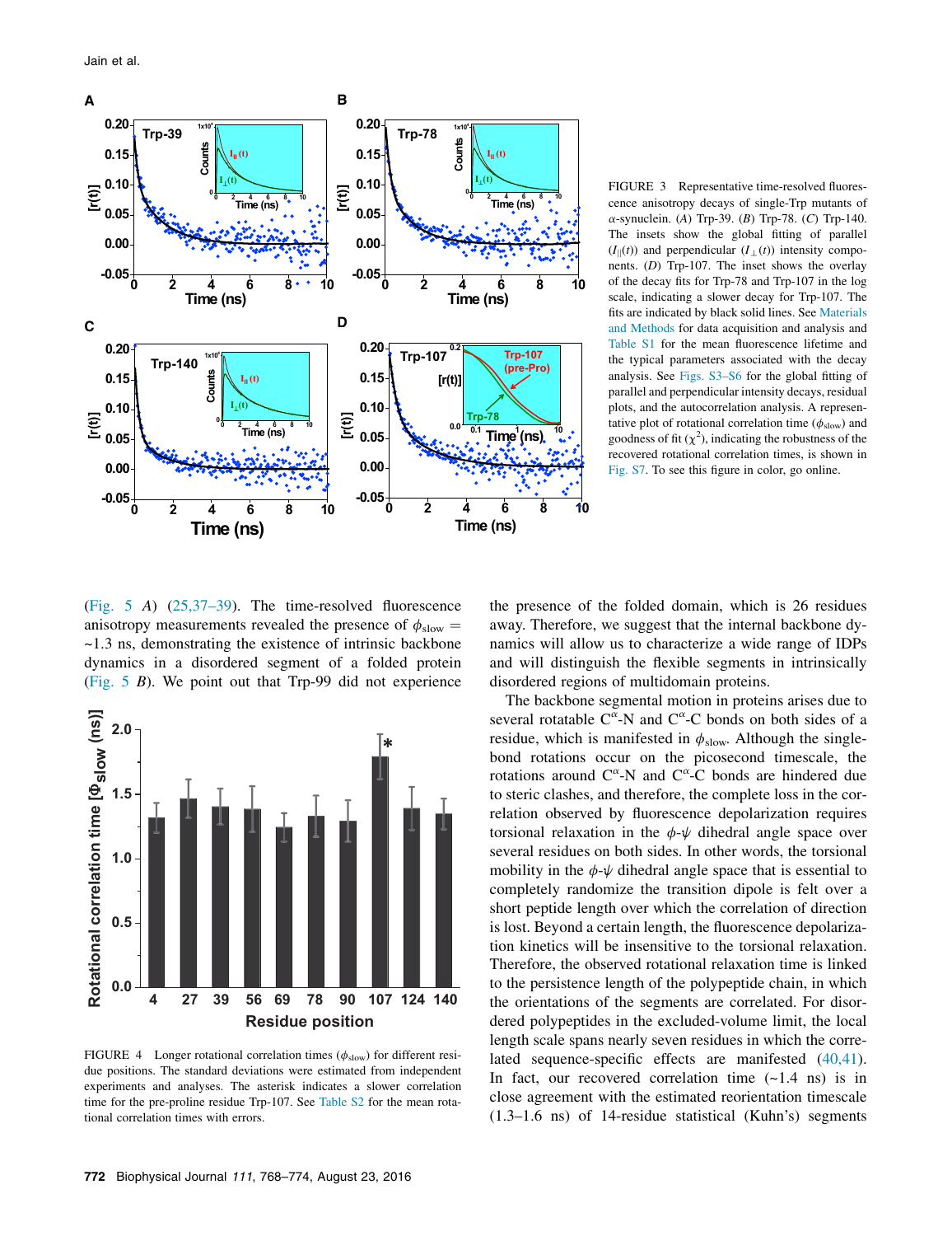FIGURE 3 Representative time-resolved fluorescence anisotropy decays of single-Trp mutants of α-synuclein. (*A*) Trp-39. (*B*) Trp-78. (*C*) Trp-140. The insets show the global fitting of parallel ($I_{||}(t)$) and perpendicular ($I_{\perp}(t)$) intensity components. (*D*) Trp-107. The inset shows the overlay of the decay fits for Trp-78 and Trp-107 in the log scale, indicating a slower decay for Trp-107. The fits are indicated by black solid lines. See Materials and Methods for data acquisition and analysis and Table S1 for the mean fluorescence lifetime and the typical parameters associated with the decay analysis. See Figs. S3–S6 for the global fitting of parallel and perpendicular intensity decays, residual plots, and the autocorrelation analysis. A representative plot of rotational correlation time ($\phi_{slow}$) and goodness of fit ($\chi^2$), indicating the robustness of the recovered rotational correlation times, is shown in Fig. S7. To see this figure in color, go online.

(Fig. 5 *A*) (25,37–39). The time-resolved fluorescence anisotropy measurements revealed the presence of $\phi_{slow}$ = ~1.3 ns, demonstrating the existence of intrinsic backbone dynamics in a disordered segment of a folded protein (Fig. 5 *B*). We point out that Trp-99 did not experience the presence of the folded domain, which is 26 residues away. Therefore, we suggest that the internal backbone dynamics will allow us to characterize a wide range of IDPs and will distinguish the flexible segments in intrinsically disordered regions of multidomain proteins.

FIGURE 4 Longer rotational correlation times ($\phi_{slow}$) for different residue positions. The standard deviations were estimated from independent experiments and analyses. The asterisk indicates a slower correlation time for the pre-proline residue Trp-107. See Table S2 for the mean rotational correlation times with errors.

The backbone segmental motion in proteins arises due to several rotatable C$^{\alpha}$-N and C$^{\alpha}$-C bonds on both sides of a residue, which is manifested in $\phi_{slow}$. Although the single-bond rotations occur on the picosecond timescale, the rotations around C$^{\alpha}$-N and C$^{\alpha}$-C bonds are hindered due to steric clashes, and therefore, the complete loss in the correlation observed by fluorescence depolarization requires torsional relaxation in the $\phi$-$\psi$ dihedral angle space over several residues on both sides. In other words, the torsional mobility in the $\phi$-$\psi$ dihedral angle space that is essential to completely randomize the transition dipole is felt over a short peptide length over which the correlation of direction is lost. Beyond a certain length, the fluorescence depolarization kinetics will be insensitive to the torsional relaxation. Therefore, the observed rotational relaxation time is linked to the persistence length of the polypeptide chain, in which the orientations of the segments are correlated. For disordered polypeptides in the excluded-volume limit, the local length scale spans nearly seven residues in which the correlated sequence-specific effects are manifested (40,41). In fact, our recovered correlation time (~1.4 ns) is in close agreement with the estimated reorientation timescale (1.3–1.6 ns) of 14-residue statistical (Kuhn's) segments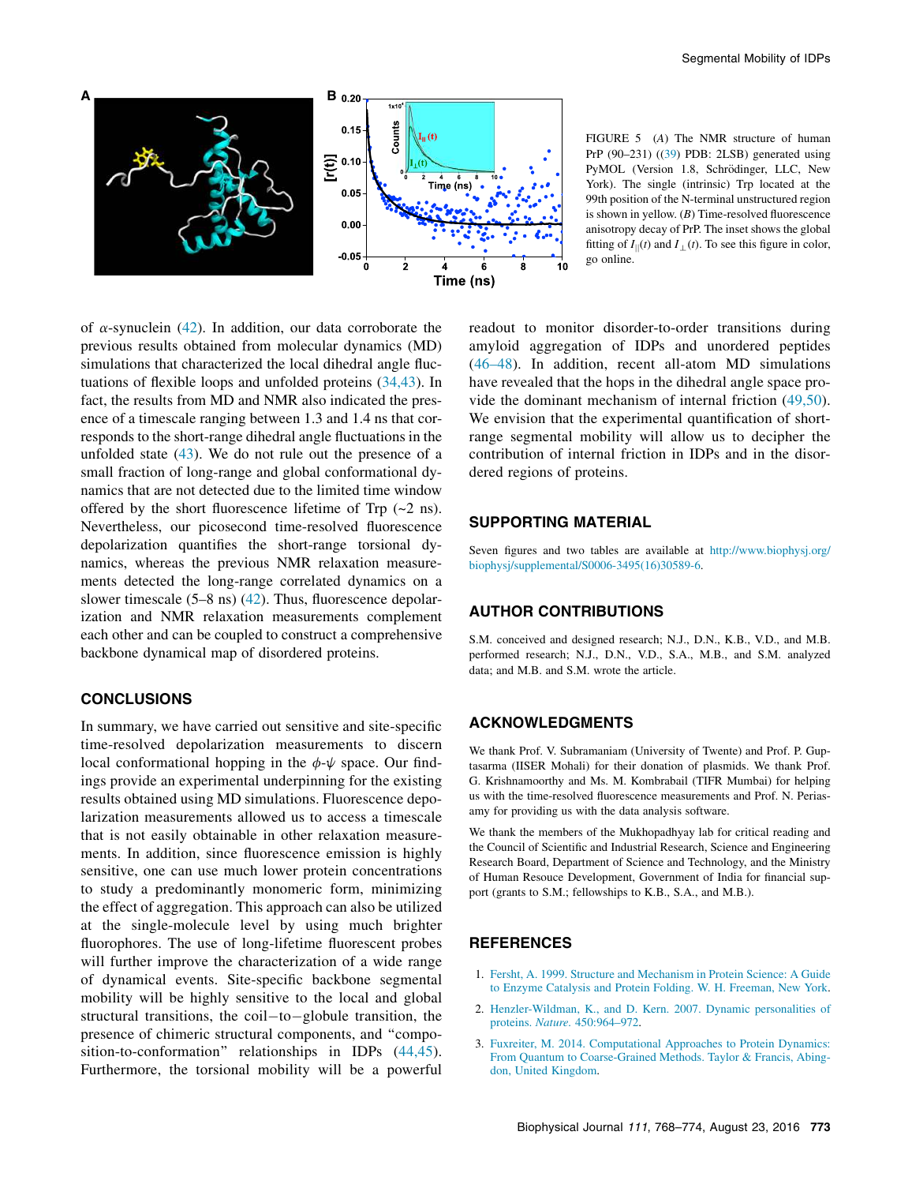FIGURE 5 (*A*) The NMR structure of human PrP (90–231) ((39) PDB: 2LSB) generated using PyMOL (Version 1.8, Schrödinger, LLC, New York). The single (intrinsic) Trp located at the 99th position of the N-terminal unstructured region is shown in yellow. (*B*) Time-resolved fluorescence anisotropy decay of PrP. The inset shows the global fitting of $I_{||}(t)$ and $I_{\perp}(t)$. To see this figure in color, go online.

of α-synuclein (42). In addition, our data corroborate the previous results obtained from molecular dynamics (MD) simulations that characterized the local dihedral angle fluctuations of flexible loops and unfolded proteins (34,43). In fact, the results from MD and NMR also indicated the presence of a timescale ranging between 1.3 and 1.4 ns that corresponds to the short-range dihedral angle fluctuations in the unfolded state (43). We do not rule out the presence of a small fraction of long-range and global conformational dynamics that are not detected due to the limited time window offered by the short fluorescence lifetime of Trp (~2 ns). Nevertheless, our picosecond time-resolved fluorescence depolarization quantifies the short-range torsional dynamics, whereas the previous NMR relaxation measurements detected the long-range correlated dynamics on a slower timescale (5–8 ns) (42). Thus, fluorescence depolarization and NMR relaxation measurements complement each other and can be coupled to construct a comprehensive backbone dynamical map of disordered proteins.

## CONCLUSIONS

In summary, we have carried out sensitive and site-specific time-resolved depolarization measurements to discern local conformational hopping in the $\phi$-$\psi$ space. Our findings provide an experimental underpinning for the existing results obtained using MD simulations. Fluorescence depolarization measurements allowed us to access a timescale that is not easily obtainable in other relaxation measurements. In addition, since fluorescence emission is highly sensitive, one can use much lower protein concentrations to study a predominantly monomeric form, minimizing the effect of aggregation. This approach can also be utilized at the single-molecule level by using much brighter fluorophores. The use of long-lifetime fluorescent probes will further improve the characterization of a wide range of dynamical events. Site-specific backbone segmental mobility will be highly sensitive to the local and global structural transitions, the coil−to−globule transition, the presence of chimeric structural components, and "composition-to-conformation" relationships in IDPs (44,45). Furthermore, the torsional mobility will be a powerful readout to monitor disorder-to-order transitions during amyloid aggregation of IDPs and unordered peptides (46–48). In addition, recent all-atom MD simulations have revealed that the hops in the dihedral angle space provide the dominant mechanism of internal friction (49,50). We envision that the experimental quantification of short-range segmental mobility will allow us to decipher the contribution of internal friction in IDPs and in the disordered regions of proteins.

## SUPPORTING MATERIAL

Seven figures and two tables are available at http://www.biophysj.org/biophysj/supplemental/S0006-3495(16)30589-6.

## AUTHOR CONTRIBUTIONS

S.M. conceived and designed research; N.J., D.N., K.B., V.D., and M.B. performed research; N.J., D.N., V.D., S.A., M.B., and S.M. analyzed data; and M.B. and S.M. wrote the article.

## ACKNOWLEDGMENTS

We thank Prof. V. Subramaniam (University of Twente) and Prof. P. Guptasarma (IISER Mohali) for their donation of plasmids. We thank Prof. G. Krishnamoorthy and Ms. M. Kombrabail (TIFR Mumbai) for helping us with the time-resolved fluorescence measurements and Prof. N. Periasamy for providing us with the data analysis software.

We thank the members of the Mukhopadhyay lab for critical reading and the Council of Scientific and Industrial Research, Science and Engineering Research Board, Department of Science and Technology, and the Ministry of Human Resouce Development, Government of India for financial support (grants to S.M.; fellowships to K.B., S.A., and M.B.).

## REFERENCES

1. Fersht, A. 1999. Structure and Mechanism in Protein Science: A Guide to Enzyme Catalysis and Protein Folding. W. H. Freeman, New York.
2. Henzler-Wildman, K., and D. Kern. 2007. Dynamic personalities of proteins. *Nature*. 450:964–972.
3. Fuxreiter, M. 2014. Computational Approaches to Protein Dynamics: From Quantum to Coarse-Grained Methods. Taylor & Francis, Abingdon, United Kingdom.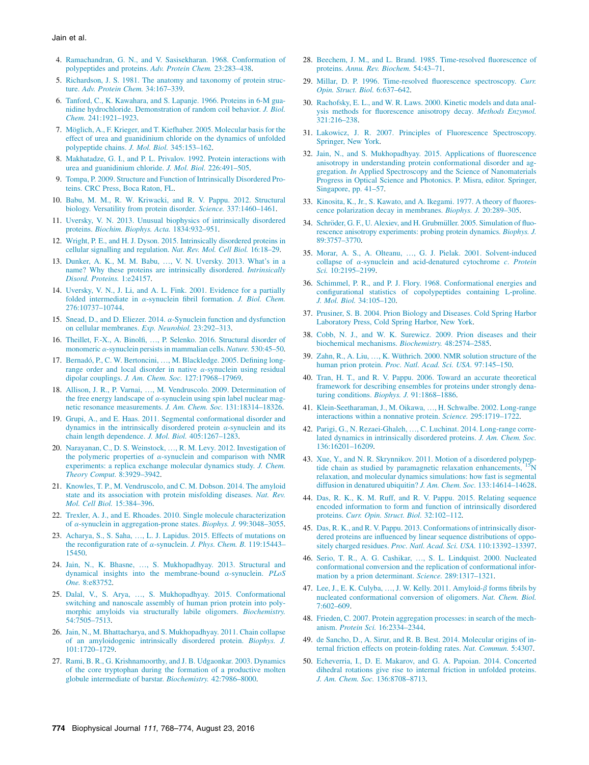4. Ramachandran, G. N., and V. Sasisekharan. 1968. Conformation of polypeptides and proteins. *Adv. Protein Chem.* 23:283–438.
5. Richardson, J. S. 1981. The anatomy and taxonomy of protein structure. *Adv. Protein Chem.* 34:167–339.
6. Tanford, C., K. Kawahara, and S. Lapanje. 1966. Proteins in 6-M guanidine hydrochloride. Demonstration of random coil behavior. *J. Biol. Chem.* 241:1921–1923.
7. Möglich, A., F. Krieger, and T. Kiefhaber. 2005. Molecular basis for the effect of urea and guanidinium chloride on the dynamics of unfolded polypeptide chains. *J. Mol. Biol.* 345:153–162.
8. Makhatadze, G. I., and P. L. Privalov. 1992. Protein interactions with urea and guanidinium chloride. *J. Mol. Biol.* 226:491–505.
9. Tompa, P. 2009. Structure and Function of Intrinsically Disordered Proteins. CRC Press, Boca Raton, FL.
10. Babu, M. M., R. W. Kriwacki, and R. V. Pappu. 2012. Structural biology. Versatility from protein disorder. *Science.* 337:1460–1461.
11. Uversky, V. N. 2013. Unusual biophysics of intrinsically disordered proteins. *Biochim. Biophys. Acta.* 1834:932–951.
12. Wright, P. E., and H. J. Dyson. 2015. Intrinsically disordered proteins in cellular signalling and regulation. *Nat. Rev. Mol. Cell Biol.* 16:18–29.
13. Dunker, A. K., M. M. Babu, …, V. N. Uversky. 2013. What's in a name? Why these proteins are intrinsically disordered. *Intrinsically Disord. Proteins.* 1:e24157.
14. Uversky, V. N., J. Li, and A. L. Fink. 2001. Evidence for a partially folded intermediate in α-synuclein fibril formation. *J. Biol. Chem.* 276:10737–10744.
15. Snead, D., and D. Eliezer. 2014. α-Synuclein function and dysfunction on cellular membranes. *Exp. Neurobiol.* 23:292–313.
16. Theillet, F.-X., A. Binolfi, …, P. Selenko. 2016. Structural disorder of monomeric α-synuclein persists in mammalian cells. *Nature.* 530:45–50.
17. Bernadó, P., C. W. Bertoncini, …, M. Blackledge. 2005. Defining long-range order and local disorder in native α-synuclein using residual dipolar couplings. *J. Am. Chem. Soc.* 127:17968–17969.
18. Allison, J. R., P. Varnai, …, M. Vendruscolo. 2009. Determination of the free energy landscape of α-synuclein using spin label nuclear magnetic resonance measurements. *J. Am. Chem. Soc.* 131:18314–18326.
19. Grupi, A., and E. Haas. 2011. Segmental conformational disorder and dynamics in the intrinsically disordered protein α-synuclein and its chain length dependence. *J. Mol. Biol.* 405:1267–1283.
20. Narayanan, C., D. S. Weinstock, …, R. M. Levy. 2012. Investigation of the polymeric properties of α-synuclein and comparison with NMR experiments: a replica exchange molecular dynamics study. *J. Chem. Theory Comput.* 8:3929–3942.
21. Knowles, T. P., M. Vendruscolo, and C. M. Dobson. 2014. The amyloid state and its association with protein misfolding diseases. *Nat. Rev. Mol. Cell Biol.* 15:384–396.
22. Trexler, A. J., and E. Rhoades. 2010. Single molecule characterization of α-synuclein in aggregation-prone states. *Biophys. J.* 99:3048–3055.
23. Acharya, S., S. Saha, …, L. J. Lapidus. 2015. Effects of mutations on the reconfiguration rate of α-synuclein. *J. Phys. Chem. B.* 119:15443–15450.
24. Jain, N., K. Bhasne, …, S. Mukhopadhyay. 2013. Structural and dynamical insights into the membrane-bound α-synuclein. *PLoS One.* 8:e83752.
25. Dalal, V., S. Arya, …, S. Mukhopadhyay. 2015. Conformational switching and nanoscale assembly of human prion protein into polymorphic amyloids via structurally labile oligomers. *Biochemistry.* 54:7505–7513.
26. Jain, N., M. Bhattacharya, and S. Mukhopadhyay. 2011. Chain collapse of an amyloidogenic intrinsically disordered protein. *Biophys. J.* 101:1720–1729.
27. Rami, B. R., G. Krishnamoorthy, and J. B. Udgaonkar. 2003. Dynamics of the core tryptophan during the formation of a productive molten globule intermediate of barstar. *Biochemistry.* 42:7986–8000.
28. Beechem, J. M., and L. Brand. 1985. Time-resolved fluorescence of proteins. *Annu. Rev. Biochem.* 54:43–71.
29. Millar, D. P. 1996. Time-resolved fluorescence spectroscopy. *Curr. Opin. Struct. Biol.* 6:637–642.
30. Rachofsky, E. L., and W. R. Laws. 2000. Kinetic models and data analysis methods for fluorescence anisotropy decay. *Methods Enzymol.* 321:216–238.
31. Lakowicz, J. R. 2007. Principles of Fluorescence Spectroscopy. Springer, New York.
32. Jain, N., and S. Mukhopadhyay. 2015. Applications of fluorescence anisotropy in understanding protein conformational disorder and aggregation. *In* Applied Spectroscopy and the Science of Nanomaterials Progress in Optical Science and Photonics. P. Misra, editor. Springer, Singapore, pp. 41–57.
33. Kinosita, K., Jr., S. Kawato, and A. Ikegami. 1977. A theory of fluorescence polarization decay in membranes. *Biophys. J.* 20:289–305.
34. Schröder, G. F., U. Alexiev, and H. Grubmüller. 2005. Simulation of fluorescence anisotropy experiments: probing protein dynamics. *Biophys. J.* 89:3757–3770.
35. Morar, A. S., A. Olteanu, …, G. J. Pielak. 2001. Solvent-induced collapse of α-synuclein and acid-denatured cytochrome *c*. *Protein Sci.* 10:2195–2199.
36. Schimmel, P. R., and P. J. Flory. 1968. Conformational energies and configurational statistics of copolypeptides containing L-proline. *J. Mol. Biol.* 34:105–120.
37. Prusiner, S. B. 2004. Prion Biology and Diseases. Cold Spring Harbor Laboratory Press, Cold Spring Harbor, New York.
38. Cobb, N. J., and W. K. Surewicz. 2009. Prion diseases and their biochemical mechanisms. *Biochemistry.* 48:2574–2585.
39. Zahn, R., A. Liu, …, K. Wüthrich. 2000. NMR solution structure of the human prion protein. *Proc. Natl. Acad. Sci. USA.* 97:145–150.
40. Tran, H. T., and R. V. Pappu. 2006. Toward an accurate theoretical framework for describing ensembles for proteins under strongly denaturing conditions. *Biophys. J.* 91:1868–1886.
41. Klein-Seetharaman, J., M. Oikawa, …, H. Schwalbe. 2002. Long-range interactions within a nonnative protein. *Science.* 295:1719–1722.
42. Parigi, G., N. Rezaei-Ghaleh, …, C. Luchinat. 2014. Long-range correlated dynamics in intrinsically disordered proteins. *J. Am. Chem. Soc.* 136:16201–16209.
43. Xue, Y., and N. R. Skrynnikov. 2011. Motion of a disordered polypeptide chain as studied by paramagnetic relaxation enhancements, $^{15}$N relaxation, and molecular dynamics simulations: how fast is segmental diffusion in denatured ubiquitin? *J. Am. Chem. Soc.* 133:14614–14628.
44. Das, R. K., K. M. Ruff, and R. V. Pappu. 2015. Relating sequence encoded information to form and function of intrinsically disordered proteins. *Curr. Opin. Struct. Biol.* 32:102–112.
45. Das, R. K., and R. V. Pappu. 2013. Conformations of intrinsically disordered proteins are influenced by linear sequence distributions of oppositely charged residues. *Proc. Natl. Acad. Sci. USA.* 110:13392–13397.
46. Serio, T. R., A. G. Cashikar, …, S. L. Lindquist. 2000. Nucleated conformational conversion and the replication of conformational information by a prion determinant. *Science.* 289:1317–1321.
47. Lee, J., E. K. Culyba, …, J. W. Kelly. 2011. Amyloid-β forms fibrils by nucleated conformational conversion of oligomers. *Nat. Chem. Biol.* 7:602–609.
48. Frieden, C. 2007. Protein aggregation processes: in search of the mechanism. *Protein Sci.* 16:2334–2344.
49. de Sancho, D., A. Sirur, and R. B. Best. 2014. Molecular origins of internal friction effects on protein-folding rates. *Nat. Commun.* 5:4307.
50. Echeverria, I., D. E. Makarov, and G. A. Papoian. 2014. Concerted dihedral rotations give rise to internal friction in unfolded proteins. *J. Am. Chem. Soc.* 136:8708–8713.